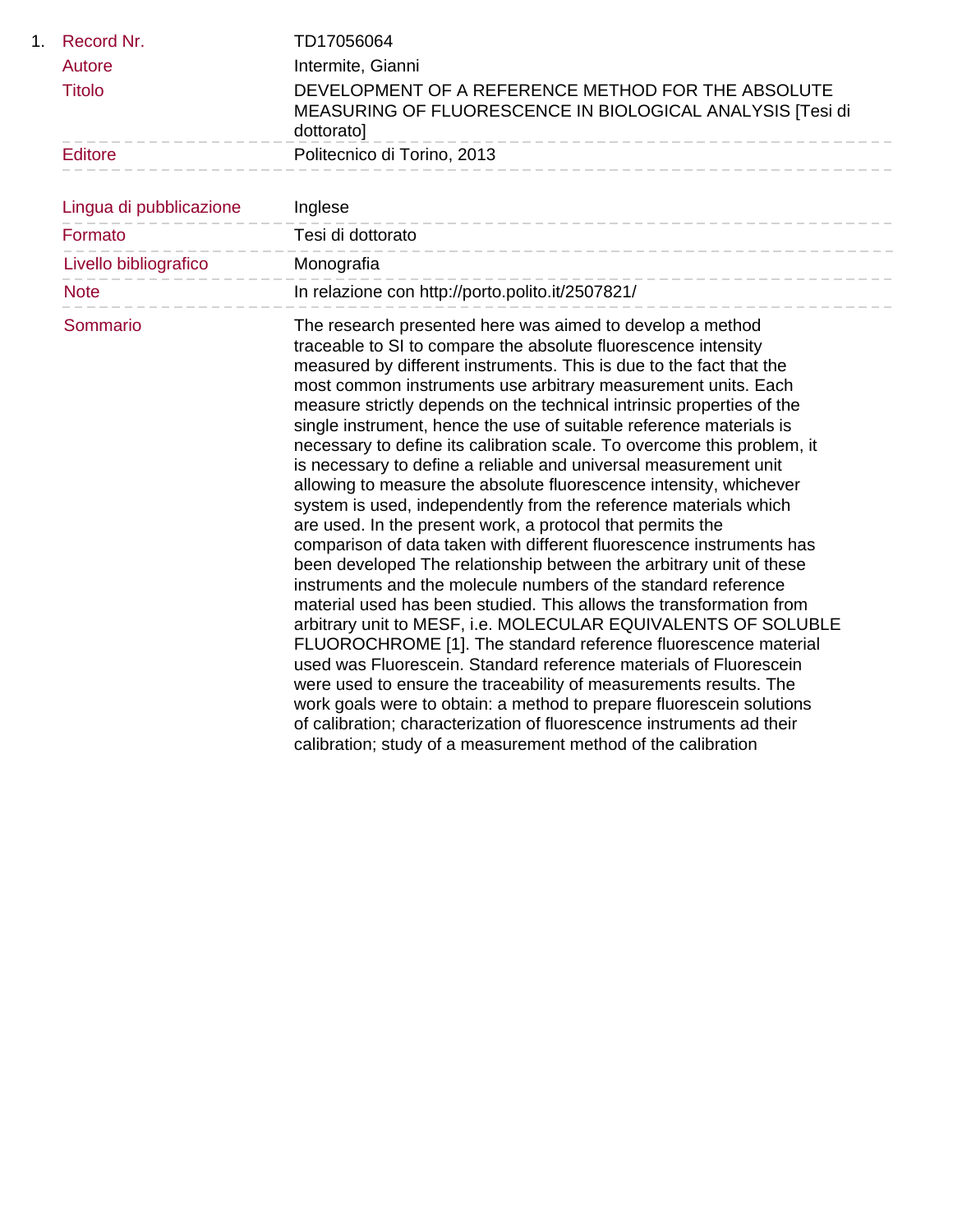1. 

| | |
|---|---|
| Record Nr. | TD17056064 |
| Autore | Intermite, Gianni |
| Titolo | DEVELOPMENT OF A REFERENCE METHOD FOR THE ABSOLUTE MEASURING OF FLUORESCENCE IN BIOLOGICAL ANALYSIS [Tesi di dottorato] |
| Editore | Politecnico di Torino, 2013 |
| Lingua di pubblicazione | Inglese |
| Formato | Tesi di dottorato |
| Livello bibliografico | Monografia |
| Note | In relazione con http://porto.polito.it/2507821/ |
| Sommario | The research presented here was aimed to develop a method traceable to SI to compare the absolute fluorescence intensity measured by different instruments. This is due to the fact that the most common instruments use arbitrary measurement units. Each measure strictly depends on the technical intrinsic properties of the single instrument, hence the use of suitable reference materials is necessary to define its calibration scale. To overcome this problem, it is necessary to define a reliable and universal measurement unit allowing to measure the absolute fluorescence intensity, whichever system is used, independently from the reference materials which are used. In the present work, a protocol that permits the comparison of data taken with different fluorescence instruments has been developed The relationship between the arbitrary unit of these instruments and the molecule numbers of the standard reference material used has been studied. This allows the transformation from arbitrary unit to MESF, i.e. MOLECULAR EQUIVALENTS OF SOLUBLE FLUOROCHROME [1]. The standard reference fluorescence material used was Fluorescein. Standard reference materials of Fluorescein were used to ensure the traceability of measurements results. The work goals were to obtain: a method to prepare fluorescein solutions of calibration; characterization of fluorescence instruments ad their calibration; study of a measurement method of the calibration |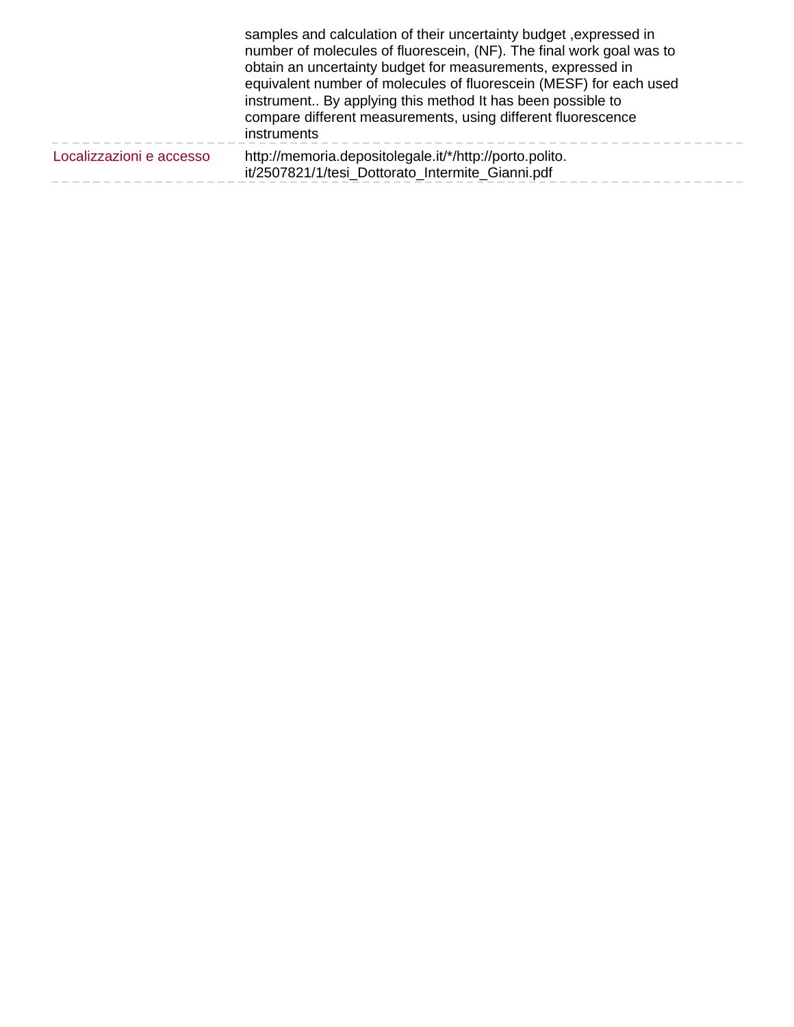| | |
|---|---|
| | samples and calculation of their uncertainty budget ,expressed in number of molecules of fluorescein, (NF). The final work goal was to obtain an uncertainty budget for measurements, expressed in equivalent number of molecules of fluorescein (MESF) for each used instrument.. By applying this method It has been possible to compare different measurements, using different fluorescence instruments |
| Localizzazioni e accesso | http://memoria.depositolegale.it/*/http://porto.polito.it/2507821/1/tesi_Dottorato_Intermite_Gianni.pdf |